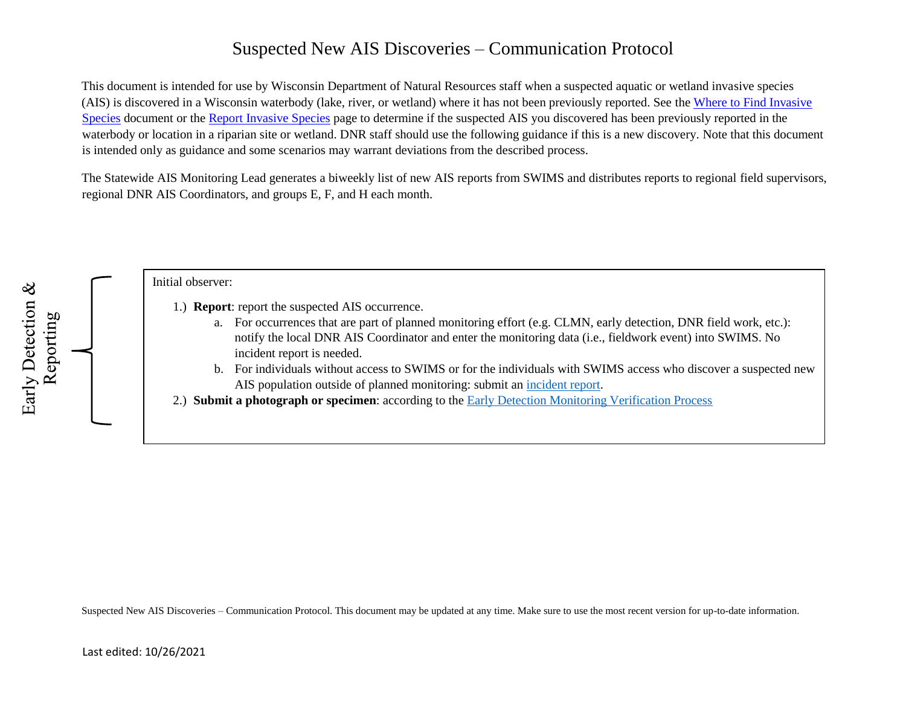# Suspected New AIS Discoveries – Communication Protocol

This document is intended for use by Wisconsin Department of Natural Resources staff when a suspected aquatic or wetland invasive species (AIS) is discovered in a Wisconsin waterbody (lake, river, or wetland) where it has not been previously reported. See the [Where to Find Invasive Species]() document or the [Report Invasive Species]() page to determine if the suspected AIS you discovered has been previously reported in the waterbody or location in a riparian site or wetland. DNR staff should use the following guidance if this is a new discovery. Note that this document is intended only as guidance and some scenarios may warrant deviations from the described process.

The Statewide AIS Monitoring Lead generates a biweekly list of new AIS reports from SWIMS and distributes reports to regional field supervisors, regional DNR AIS Coordinators, and groups E, F, and H each month.

## Early Detection & Reporting

Initial observer:

1.) **Report**: report the suspected AIS occurrence.

   a. For occurrences that are part of planned monitoring effort (e.g. CLMN, early detection, DNR field work, etc.): notify the local DNR AIS Coordinator and enter the monitoring data (i.e., fieldwork event) into SWIMS. No incident report is needed.

   b. For individuals without access to SWIMS or for the individuals with SWIMS access who discover a suspected new AIS population outside of planned monitoring: submit an [incident report]().

2.) **Submit a photograph or specimen**: according to the [Early Detection Monitoring Verification Process]()

Suspected New AIS Discoveries – Communication Protocol. This document may be updated at any time. Make sure to use the most recent version for up-to-date information.

Last edited: 10/26/2021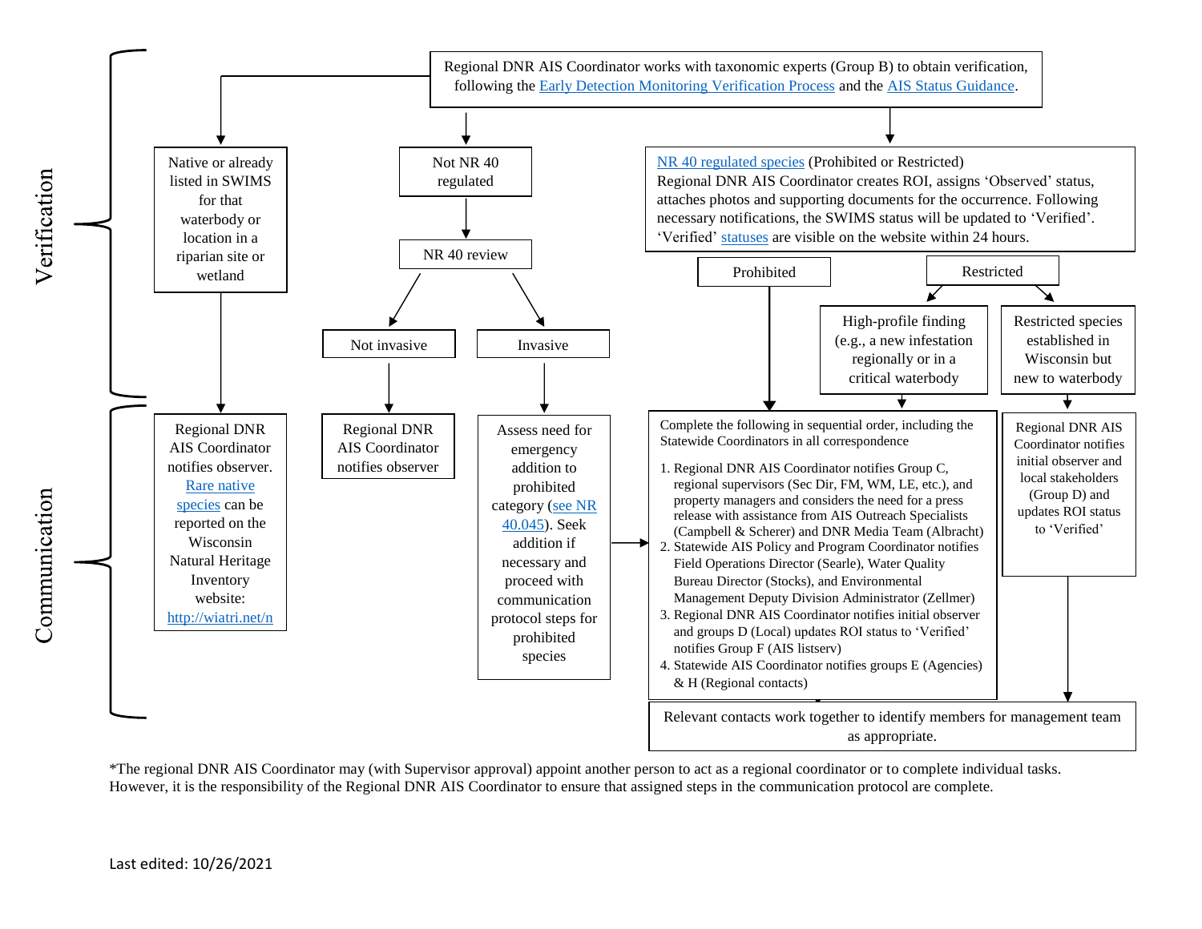## Verification

Regional DNR AIS Coordinator works with taxonomic experts (Group B) to obtain verification, following the Early Detection Monitoring Verification Process and the AIS Status Guidance.

- **Native or already listed in SWIMS for that waterbody or location in a riparian site or wetland**
  → Regional DNR AIS Coordinator notifies observer. Rare native species can be reported on the Wisconsin Natural Heritage Inventory website: http://wiatri.net/n

- **Not NR 40 regulated** → NR 40 review
  - **Not invasive** → Regional DNR AIS Coordinator notifies observer
  - **Invasive** → Assess need for emergency addition to prohibited category (see NR 40.045). Seek addition if necessary and proceed with communication protocol steps for prohibited species

- **NR 40 regulated species (Prohibited or Restricted)**
  Regional DNR AIS Coordinator creates ROI, assigns 'Observed' status, attaches photos and supporting documents for the occurrence. Following necessary notifications, the SWIMS status will be updated to 'Verified'. 'Verified' statuses are visible on the website within 24 hours.
  - **Prohibited** → sequential steps (below)
  - **Restricted**
    - **High-profile finding (e.g., a new infestation regionally or in a critical waterbody)** → sequential steps (below)
    - **Restricted species established in Wisconsin but new to waterbody** → Regional DNR AIS Coordinator notifies initial observer and local stakeholders (Group D) and updates ROI status to 'Verified'

## Communication

Complete the following in sequential order, including the Statewide Coordinators in all correspondence

1. Regional DNR AIS Coordinator notifies Group C, regional supervisors (Sec Dir, FM, WM, LE, etc.), and property managers and considers the need for a press release with assistance from AIS Outreach Specialists (Campbell & Scherer) and DNR Media Team (Albracht)
2. Statewide AIS Policy and Program Coordinator notifies Field Operations Director (Searle), Water Quality Bureau Director (Stocks), and Environmental Management Deputy Division Administrator (Zellmer)
3. Regional DNR AIS Coordinator notifies initial observer and groups D (Local) updates ROI status to 'Verified' notifies Group F (AIS listserv)
4. Statewide AIS Coordinator notifies groups E (Agencies) & H (Regional contacts)

→ Relevant contacts work together to identify members for management team as appropriate.

*The regional DNR AIS Coordinator may (with Supervisor approval) appoint another person to act as a regional coordinator or to complete individual tasks. However, it is the responsibility of the Regional DNR AIS Coordinator to ensure that assigned steps in the communication protocol are complete.

Last edited: 10/26/2021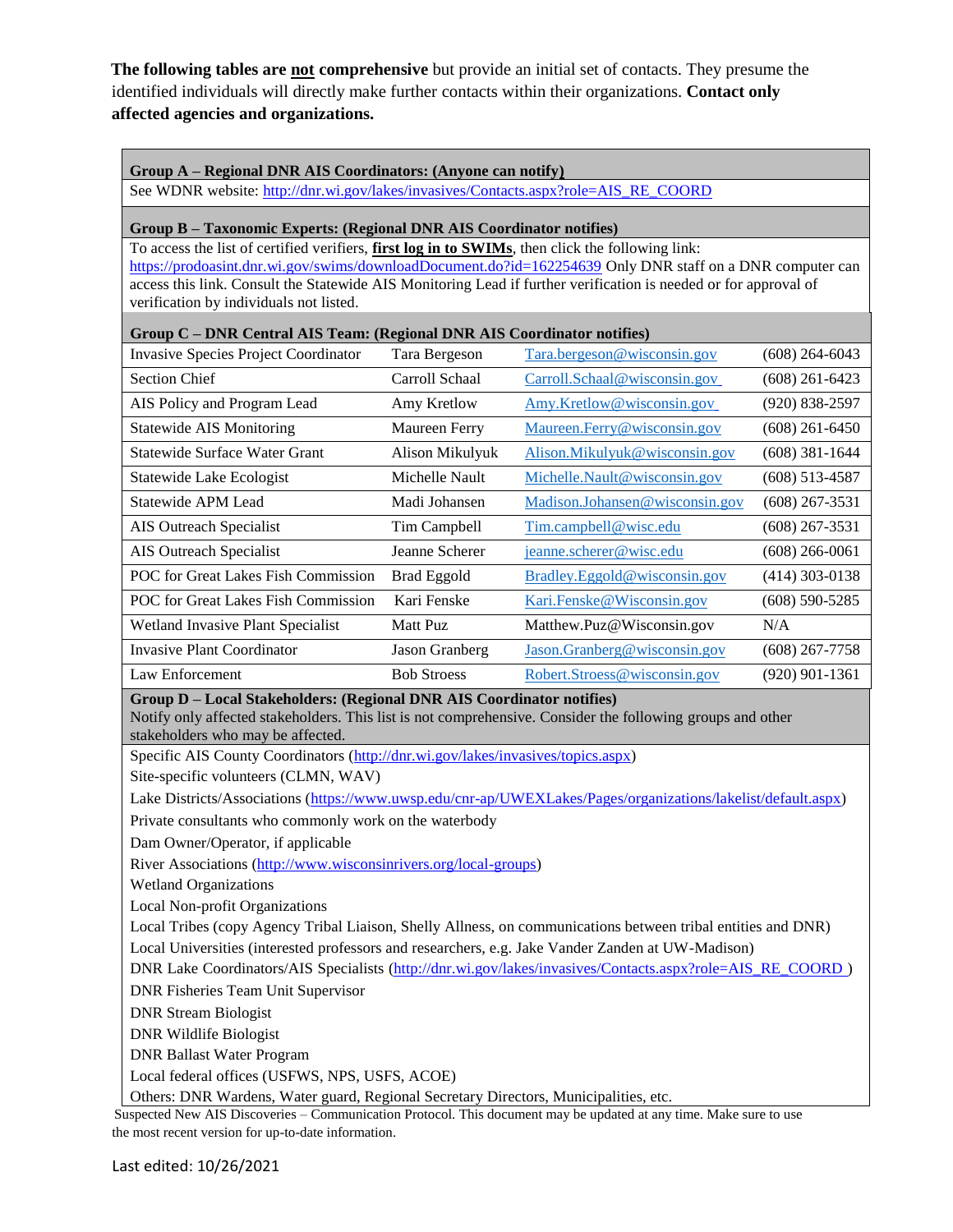**The following tables are not comprehensive** but provide an initial set of contacts. They presume the identified individuals will directly make further contacts within their organizations. **Contact only affected agencies and organizations.**

**Group A – Regional DNR AIS Coordinators: (Anyone can notify)**

See WDNR website: http://dnr.wi.gov/lakes/invasives/Contacts.aspx?role=AIS_RE_COORD

**Group B – Taxonomic Experts: (Regional DNR AIS Coordinator notifies)**

To access the list of certified verifiers, **first log in to SWIMs**, then click the following link: https://prodoasint.dnr.wi.gov/swims/downloadDocument.do?id=162254639 Only DNR staff on a DNR computer can access this link. Consult the Statewide AIS Monitoring Lead if further verification is needed or for approval of verification by individuals not listed.

**Group C – DNR Central AIS Team: (Regional DNR AIS Coordinator notifies)**

| Role | Name | Email | Phone |
|---|---|---|---|
| Invasive Species Project Coordinator | Tara Bergeson | Tara.bergeson@wisconsin.gov | (608) 264-6043 |
| Section Chief | Carroll Schaal | Carroll.Schaal@wisconsin.gov | (608) 261-6423 |
| AIS Policy and Program Lead | Amy Kretlow | Amy.Kretlow@wisconsin.gov | (920) 838-2597 |
| Statewide AIS Monitoring | Maureen Ferry | Maureen.Ferry@wisconsin.gov | (608) 261-6450 |
| Statewide Surface Water Grant | Alison Mikulyuk | Alison.Mikulyuk@wisconsin.gov | (608) 381-1644 |
| Statewide Lake Ecologist | Michelle Nault | Michelle.Nault@wisconsin.gov | (608) 513-4587 |
| Statewide APM Lead | Madi Johansen | Madison.Johansen@wisconsin.gov | (608) 267-3531 |
| AIS Outreach Specialist | Tim Campbell | Tim.campbell@wisc.edu | (608) 267-3531 |
| AIS Outreach Specialist | Jeanne Scherer | jeanne.scherer@wisc.edu | (608) 266-0061 |
| POC for Great Lakes Fish Commission | Brad Eggold | Bradley.Eggold@wisconsin.gov | (414) 303-0138 |
| POC for Great Lakes Fish Commission | Kari Fenske | Kari.Fenske@Wisconsin.gov | (608) 590-5285 |
| Wetland Invasive Plant Specialist | Matt Puz | Matthew.Puz@Wisconsin.gov | N/A |
| Invasive Plant Coordinator | Jason Granberg | Jason.Granberg@wisconsin.gov | (608) 267-7758 |
| Law Enforcement | Bob Stroess | Robert.Stroess@wisconsin.gov | (920) 901-1361 |

**Group D – Local Stakeholders: (Regional DNR AIS Coordinator notifies)**

Notify only affected stakeholders. This list is not comprehensive. Consider the following groups and other stakeholders who may be affected.

- Specific AIS County Coordinators (http://dnr.wi.gov/lakes/invasives/topics.aspx)
- Site-specific volunteers (CLMN, WAV)
- Lake Districts/Associations (https://www.uwsp.edu/cnr-ap/UWEXLakes/Pages/organizations/lakelist/default.aspx)
- Private consultants who commonly work on the waterbody
- Dam Owner/Operator, if applicable
- River Associations (http://www.wisconsinrivers.org/local-groups)
- Wetland Organizations
- Local Non-profit Organizations
- Local Tribes (copy Agency Tribal Liaison, Shelly Allness, on communications between tribal entities and DNR)
- Local Universities (interested professors and researchers, e.g. Jake Vander Zanden at UW-Madison)
- DNR Lake Coordinators/AIS Specialists (http://dnr.wi.gov/lakes/invasives/Contacts.aspx?role=AIS_RE_COORD )
- DNR Fisheries Team Unit Supervisor
- DNR Stream Biologist
- DNR Wildlife Biologist
- DNR Ballast Water Program
- Local federal offices (USFWS, NPS, USFS, ACOE)
- Others: DNR Wardens, Water guard, Regional Secretary Directors, Municipalities, etc.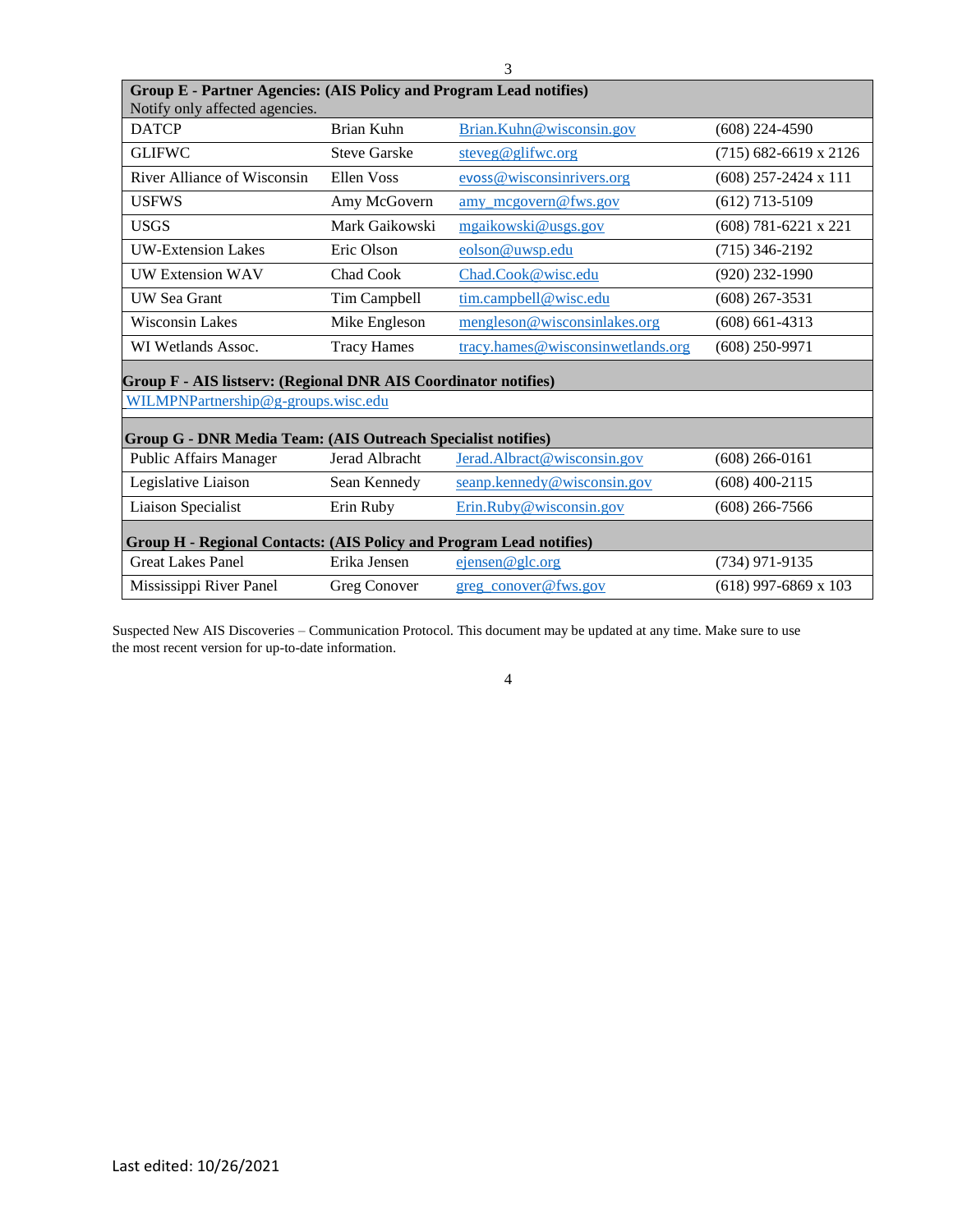| Group E - Partner Agencies: (AIS Policy and Program Lead notifies) Notify only affected agencies. | | | |
|---|---|---|---|
| DATCP | Brian Kuhn | Brian.Kuhn@wisconsin.gov | (608) 224-4590 |
| GLIFWC | Steve Garske | steveg@glifwc.org | (715) 682-6619 x 2126 |
| River Alliance of Wisconsin | Ellen Voss | evoss@wisconsinrivers.org | (608) 257-2424 x 111 |
| USFWS | Amy McGovern | amy_mcgovern@fws.gov | (612) 713-5109 |
| USGS | Mark Gaikowski | mgaikowski@usgs.gov | (608) 781-6221 x 221 |
| UW-Extension Lakes | Eric Olson | eolson@uwsp.edu | (715) 346-2192 |
| UW Extension WAV | Chad Cook | Chad.Cook@wisc.edu | (920) 232-1990 |
| UW Sea Grant | Tim Campbell | tim.campbell@wisc.edu | (608) 267-3531 |
| Wisconsin Lakes | Mike Engleson | mengleson@wisconsinlakes.org | (608) 661-4313 |
| WI Wetlands Assoc. | Tracy Hames | tracy.hames@wisconsinwetlands.org | (608) 250-9971 |
| **Group F - AIS listserv: (Regional DNR AIS Coordinator notifies)** | | | |
| WILMPNPartnership@g-groups.wisc.edu | | | |
| **Group G - DNR Media Team: (AIS Outreach Specialist notifies)** | | | |
| Public Affairs Manager | Jerad Albracht | Jerad.Albract@wisconsin.gov | (608) 266-0161 |
| Legislative Liaison | Sean Kennedy | seanp.kennedy@wisconsin.gov | (608) 400-2115 |
| Liaison Specialist | Erin Ruby | Erin.Ruby@wisconsin.gov | (608) 266-7566 |
| **Group H - Regional Contacts: (AIS Policy and Program Lead notifies)** | | | |
| Great Lakes Panel | Erika Jensen | ejensen@glc.org | (734) 971-9135 |
| Mississippi River Panel | Greg Conover | greg_conover@fws.gov | (618) 997-6869 x 103 |

Suspected New AIS Discoveries – Communication Protocol. This document may be updated at any time. Make sure to use the most recent version for up-to-date information.

Last edited: 10/26/2021